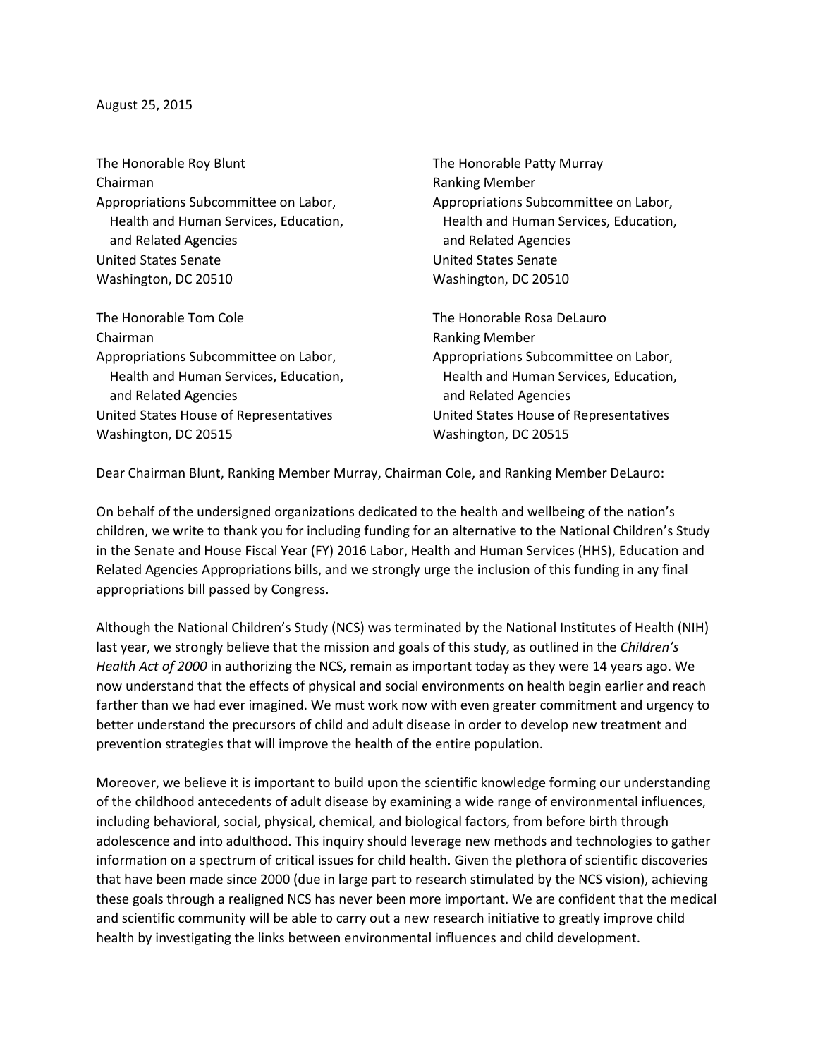August 25, 2015

The Honorable Roy Blunt
Chairman
Appropriations Subcommittee on Labor, Health and Human Services, Education, and Related Agencies
United States Senate
Washington, DC 20510

The Honorable Patty Murray
Ranking Member
Appropriations Subcommittee on Labor, Health and Human Services, Education, and Related Agencies
United States Senate
Washington, DC 20510

The Honorable Tom Cole
Chairman
Appropriations Subcommittee on Labor, Health and Human Services, Education, and Related Agencies
United States House of Representatives
Washington, DC 20515

The Honorable Rosa DeLauro
Ranking Member
Appropriations Subcommittee on Labor, Health and Human Services, Education, and Related Agencies
United States House of Representatives
Washington, DC 20515

Dear Chairman Blunt, Ranking Member Murray, Chairman Cole, and Ranking Member DeLauro:

On behalf of the undersigned organizations dedicated to the health and wellbeing of the nation's children, we write to thank you for including funding for an alternative to the National Children's Study in the Senate and House Fiscal Year (FY) 2016 Labor, Health and Human Services (HHS), Education and Related Agencies Appropriations bills, and we strongly urge the inclusion of this funding in any final appropriations bill passed by Congress.

Although the National Children's Study (NCS) was terminated by the National Institutes of Health (NIH) last year, we strongly believe that the mission and goals of this study, as outlined in the *Children's Health Act of 2000* in authorizing the NCS, remain as important today as they were 14 years ago. We now understand that the effects of physical and social environments on health begin earlier and reach farther than we had ever imagined. We must work now with even greater commitment and urgency to better understand the precursors of child and adult disease in order to develop new treatment and prevention strategies that will improve the health of the entire population.

Moreover, we believe it is important to build upon the scientific knowledge forming our understanding of the childhood antecedents of adult disease by examining a wide range of environmental influences, including behavioral, social, physical, chemical, and biological factors, from before birth through adolescence and into adulthood. This inquiry should leverage new methods and technologies to gather information on a spectrum of critical issues for child health. Given the plethora of scientific discoveries that have been made since 2000 (due in large part to research stimulated by the NCS vision), achieving these goals through a realigned NCS has never been more important. We are confident that the medical and scientific community will be able to carry out a new research initiative to greatly improve child health by investigating the links between environmental influences and child development.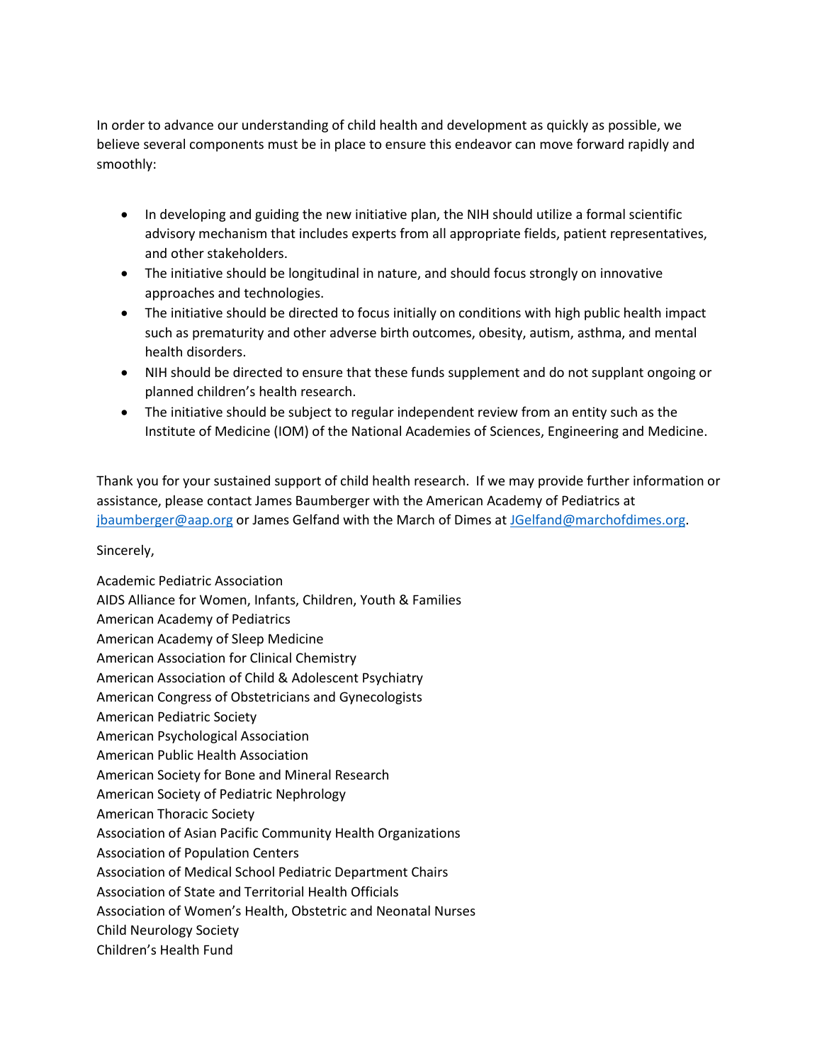In order to advance our understanding of child health and development as quickly as possible, we believe several components must be in place to ensure this endeavor can move forward rapidly and smoothly:

- In developing and guiding the new initiative plan, the NIH should utilize a formal scientific advisory mechanism that includes experts from all appropriate fields, patient representatives, and other stakeholders.
- The initiative should be longitudinal in nature, and should focus strongly on innovative approaches and technologies.
- The initiative should be directed to focus initially on conditions with high public health impact such as prematurity and other adverse birth outcomes, obesity, autism, asthma, and mental health disorders.
- NIH should be directed to ensure that these funds supplement and do not supplant ongoing or planned children's health research.
- The initiative should be subject to regular independent review from an entity such as the Institute of Medicine (IOM) of the National Academies of Sciences, Engineering and Medicine.

Thank you for your sustained support of child health research. If we may provide further information or assistance, please contact James Baumberger with the American Academy of Pediatrics at [jbaumberger@aap.org](mailto:jbaumberger@aap.org) or James Gelfand with the March of Dimes at [JGelfand@marchofdimes.org](mailto:JGelfand@marchofdimes.org).

Sincerely,

Academic Pediatric Association
AIDS Alliance for Women, Infants, Children, Youth & Families
American Academy of Pediatrics
American Academy of Sleep Medicine
American Association for Clinical Chemistry
American Association of Child & Adolescent Psychiatry
American Congress of Obstetricians and Gynecologists
American Pediatric Society
American Psychological Association
American Public Health Association
American Society for Bone and Mineral Research
American Society of Pediatric Nephrology
American Thoracic Society
Association of Asian Pacific Community Health Organizations
Association of Population Centers
Association of Medical School Pediatric Department Chairs
Association of State and Territorial Health Officials
Association of Women's Health, Obstetric and Neonatal Nurses
Child Neurology Society
Children's Health Fund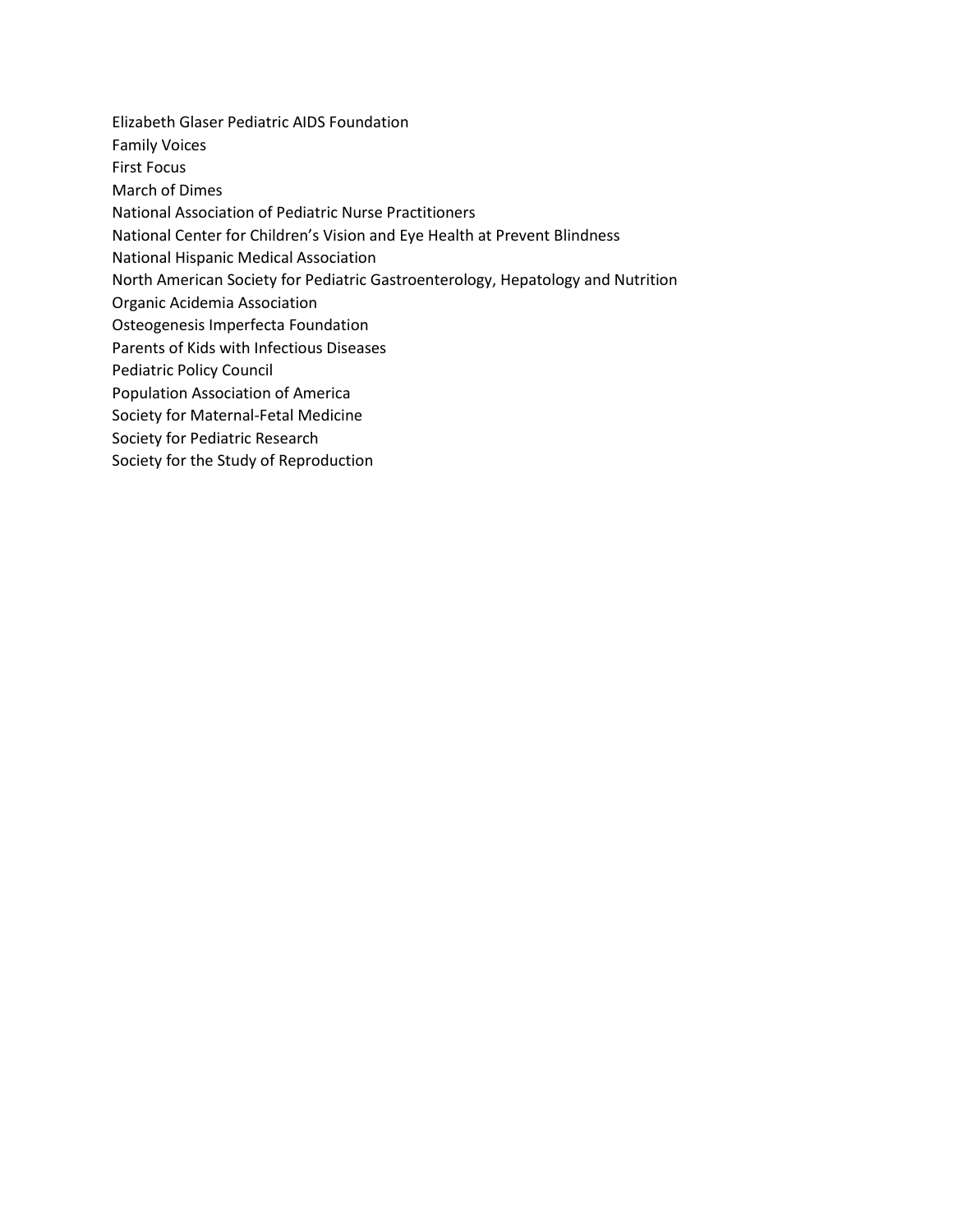Elizabeth Glaser Pediatric AIDS Foundation
Family Voices
First Focus
March of Dimes
National Association of Pediatric Nurse Practitioners
National Center for Children's Vision and Eye Health at Prevent Blindness
National Hispanic Medical Association
North American Society for Pediatric Gastroenterology, Hepatology and Nutrition
Organic Acidemia Association
Osteogenesis Imperfecta Foundation
Parents of Kids with Infectious Diseases
Pediatric Policy Council
Population Association of America
Society for Maternal-Fetal Medicine
Society for Pediatric Research
Society for the Study of Reproduction